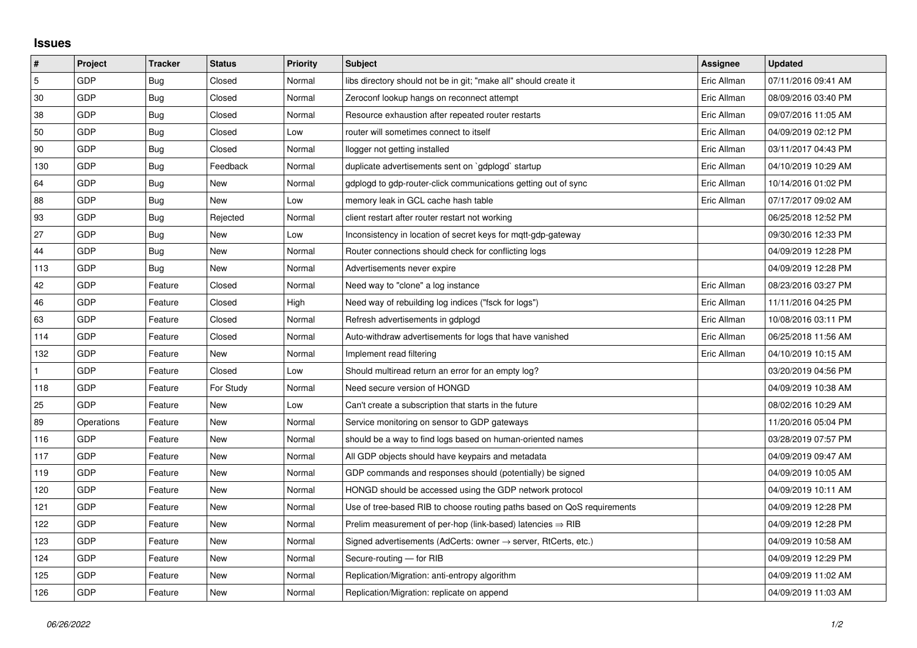# Issues

| # | Project | Tracker | Status | Priority | Subject | Assignee | Updated |
|---|---|---|---|---|---|---|---|
| 5 | GDP | Bug | Closed | Normal | libs directory should not be in git; "make all" should create it | Eric Allman | 07/11/2016 09:41 AM |
| 30 | GDP | Bug | Closed | Normal | Zeroconf lookup hangs on reconnect attempt | Eric Allman | 08/09/2016 03:40 PM |
| 38 | GDP | Bug | Closed | Normal | Resource exhaustion after repeated router restarts | Eric Allman | 09/07/2016 11:05 AM |
| 50 | GDP | Bug | Closed | Low | router will sometimes connect to itself | Eric Allman | 04/09/2019 02:12 PM |
| 90 | GDP | Bug | Closed | Normal | llogger not getting installed | Eric Allman | 03/11/2017 04:43 PM |
| 130 | GDP | Bug | Feedback | Normal | duplicate advertisements sent on `gdplogd` startup | Eric Allman | 04/10/2019 10:29 AM |
| 64 | GDP | Bug | New | Normal | gdplogd to gdp-router-click communications getting out of sync | Eric Allman | 10/14/2016 01:02 PM |
| 88 | GDP | Bug | New | Low | memory leak in GCL cache hash table | Eric Allman | 07/17/2017 09:02 AM |
| 93 | GDP | Bug | Rejected | Normal | client restart after router restart not working | | 06/25/2018 12:52 PM |
| 27 | GDP | Bug | New | Low | Inconsistency in location of secret keys for mqtt-gdp-gateway | | 09/30/2016 12:33 PM |
| 44 | GDP | Bug | New | Normal | Router connections should check for conflicting logs | | 04/09/2019 12:28 PM |
| 113 | GDP | Bug | New | Normal | Advertisements never expire | | 04/09/2019 12:28 PM |
| 42 | GDP | Feature | Closed | Normal | Need way to "clone" a log instance | Eric Allman | 08/23/2016 03:27 PM |
| 46 | GDP | Feature | Closed | High | Need way of rebuilding log indices ("fsck for logs") | Eric Allman | 11/11/2016 04:25 PM |
| 63 | GDP | Feature | Closed | Normal | Refresh advertisements in gdplogd | Eric Allman | 10/08/2016 03:11 PM |
| 114 | GDP | Feature | Closed | Normal | Auto-withdraw advertisements for logs that have vanished | Eric Allman | 06/25/2018 11:56 AM |
| 132 | GDP | Feature | New | Normal | Implement read filtering | Eric Allman | 04/10/2019 10:15 AM |
| 1 | GDP | Feature | Closed | Low | Should multiread return an error for an empty log? | | 03/20/2019 04:56 PM |
| 118 | GDP | Feature | For Study | Normal | Need secure version of HONGD | | 04/09/2019 10:38 AM |
| 25 | GDP | Feature | New | Low | Can't create a subscription that starts in the future | | 08/02/2016 10:29 AM |
| 89 | Operations | Feature | New | Normal | Service monitoring on sensor to GDP gateways | | 11/20/2016 05:04 PM |
| 116 | GDP | Feature | New | Normal | should be a way to find logs based on human-oriented names | | 03/28/2019 07:57 PM |
| 117 | GDP | Feature | New | Normal | All GDP objects should have keypairs and metadata | | 04/09/2019 09:47 AM |
| 119 | GDP | Feature | New | Normal | GDP commands and responses should (potentially) be signed | | 04/09/2019 10:05 AM |
| 120 | GDP | Feature | New | Normal | HONGD should be accessed using the GDP network protocol | | 04/09/2019 10:11 AM |
| 121 | GDP | Feature | New | Normal | Use of tree-based RIB to choose routing paths based on QoS requirements | | 04/09/2019 12:28 PM |
| 122 | GDP | Feature | New | Normal | Prelim measurement of per-hop (link-based) latencies ⇒ RIB | | 04/09/2019 12:28 PM |
| 123 | GDP | Feature | New | Normal | Signed advertisements (AdCerts: owner → server, RtCerts, etc.) | | 04/09/2019 10:58 AM |
| 124 | GDP | Feature | New | Normal | Secure-routing — for RIB | | 04/09/2019 12:29 PM |
| 125 | GDP | Feature | New | Normal | Replication/Migration: anti-entropy algorithm | | 04/09/2019 11:02 AM |
| 126 | GDP | Feature | New | Normal | Replication/Migration: replicate on append | | 04/09/2019 11:03 AM |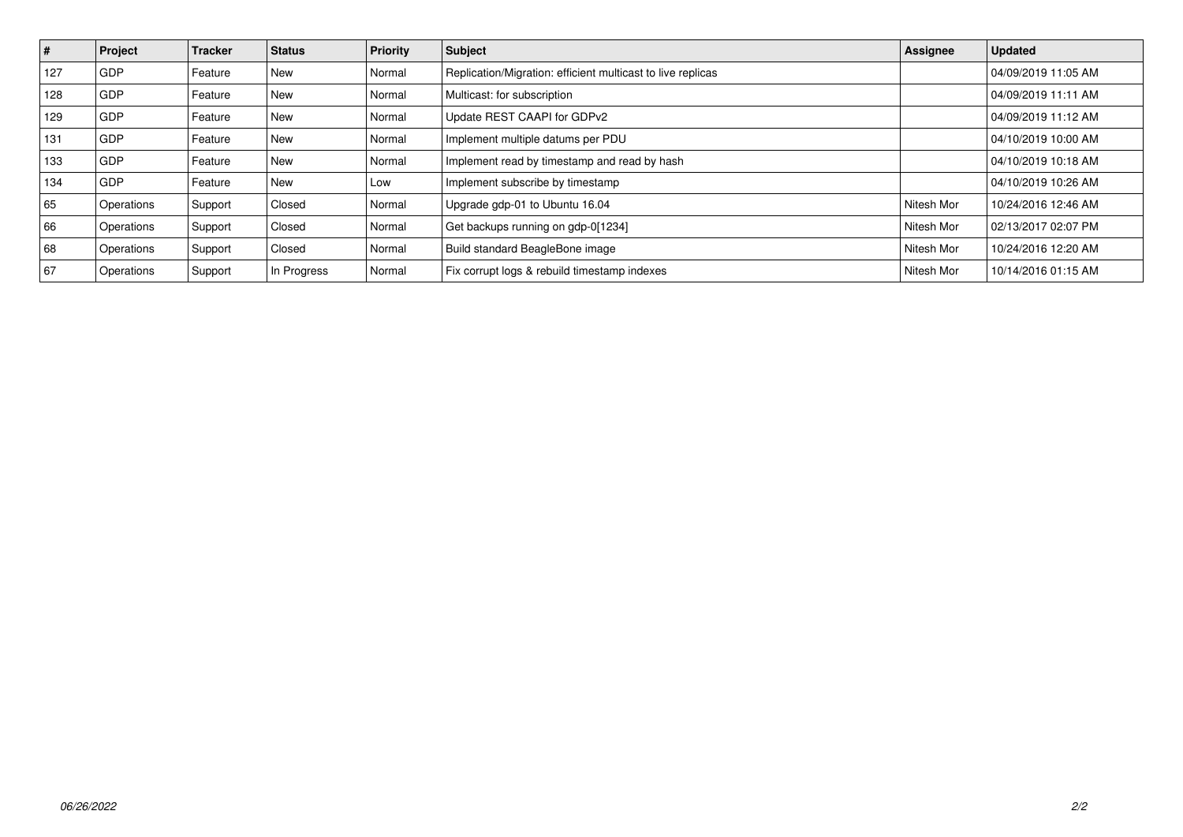| # | Project | Tracker | Status | Priority | Subject | Assignee | Updated |
|---|---|---|---|---|---|---|---|
| 127 | GDP | Feature | New | Normal | Replication/Migration: efficient multicast to live replicas | | 04/09/2019 11:05 AM |
| 128 | GDP | Feature | New | Normal | Multicast: for subscription | | 04/09/2019 11:11 AM |
| 129 | GDP | Feature | New | Normal | Update REST CAAPI for GDPv2 | | 04/09/2019 11:12 AM |
| 131 | GDP | Feature | New | Normal | Implement multiple datums per PDU | | 04/10/2019 10:00 AM |
| 133 | GDP | Feature | New | Normal | Implement read by timestamp and read by hash | | 04/10/2019 10:18 AM |
| 134 | GDP | Feature | New | Low | Implement subscribe by timestamp | | 04/10/2019 10:26 AM |
| 65 | Operations | Support | Closed | Normal | Upgrade gdp-01 to Ubuntu 16.04 | Nitesh Mor | 10/24/2016 12:46 AM |
| 66 | Operations | Support | Closed | Normal | Get backups running on gdp-0[1234] | Nitesh Mor | 02/13/2017 02:07 PM |
| 68 | Operations | Support | Closed | Normal | Build standard BeagleBone image | Nitesh Mor | 10/24/2016 12:20 AM |
| 67 | Operations | Support | In Progress | Normal | Fix corrupt logs & rebuild timestamp indexes | Nitesh Mor | 10/14/2016 01:15 AM |

*06/26/2022*